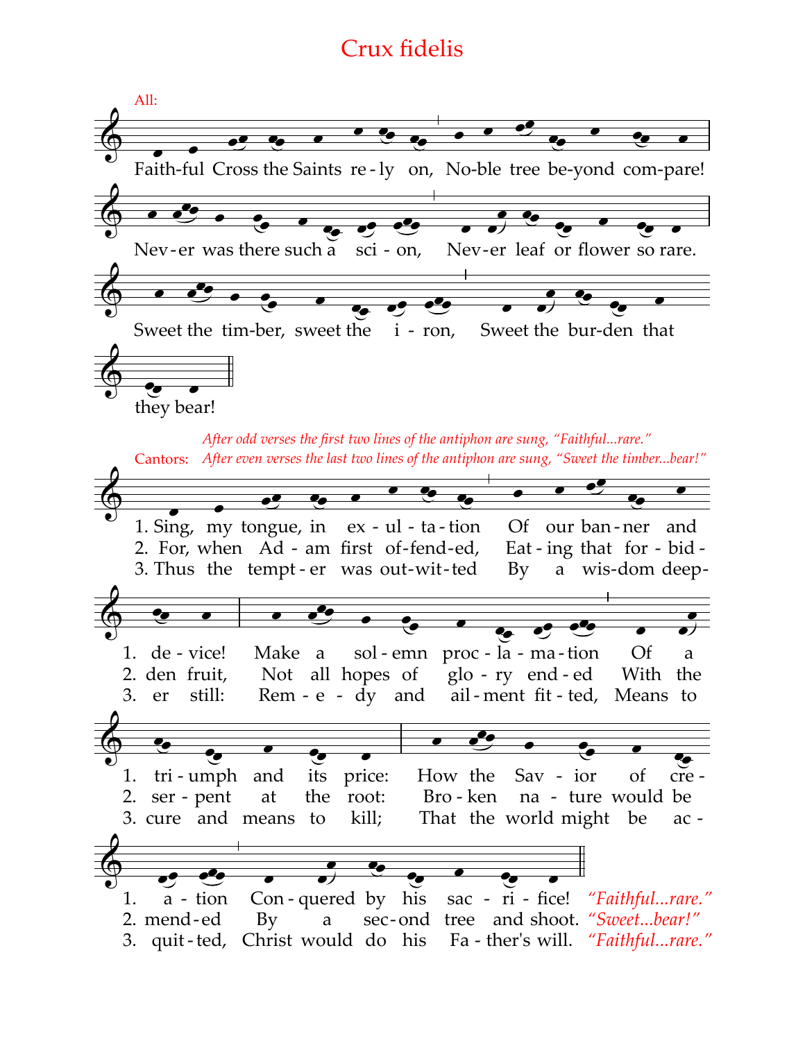# Crux fidelis

All:

Faith-ful Cross the Saints re-ly on, No-ble tree be-yond com-pare!
Nev-er was there such a sci-on, Nev-er leaf or flower so rare.
Sweet the tim-ber, sweet the i-ron, Sweet the bur-den that they bear!

Cantors:

*After odd verses the first two lines of the antiphon are sung, "Faithful...rare."*
*After even verses the last two lines of the antiphon are sung, "Sweet the timber...bear!"*

1. Sing, my tongue, in ex-ul-ta-tion Of our ban-ner and de-vice! Make a sol-emn proc-la-ma-tion Of a tri-umph and its price: How the Sav-ior of cre-a-tion Con-quered by his sac-ri-fice! *"Faithful...rare."*

2. For, when Ad-am first of-fend-ed, Eat-ing that for-bid-den fruit, Not all hopes of glo-ry end-ed With the ser-pent at the root: Bro-ken na-ture would be mend-ed By a sec-ond tree and shoot. *"Sweet...bear!"*

3. Thus the tempt-er was out-wit-ted By a wis-dom deep-er still: Rem-e-dy and ail-ment fit-ted, Means to cure and means to kill; That the world might be ac-quit-ted, Christ would do his Fa-ther's will. *"Faithful...rare."*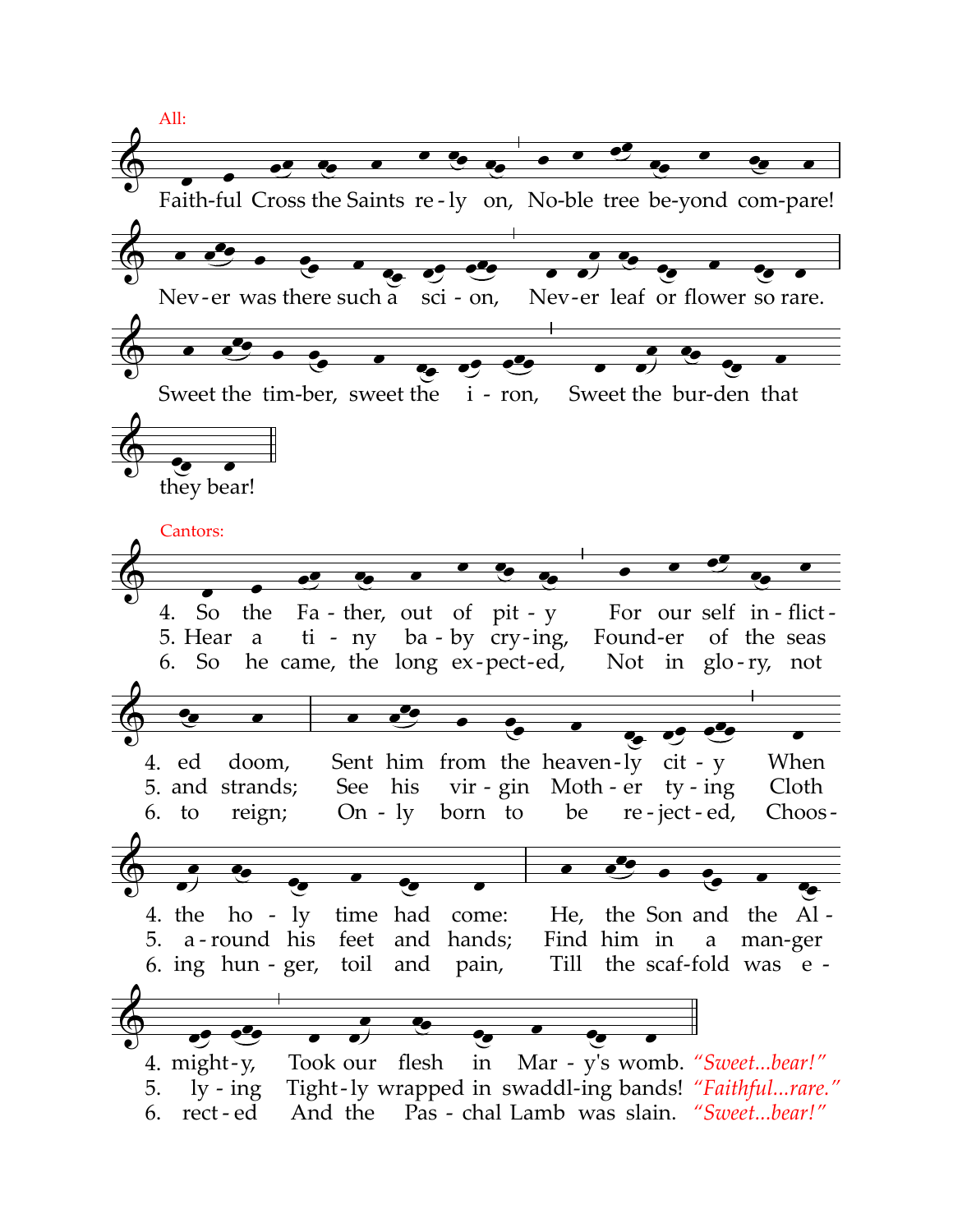All:

Faith-ful Cross the Saints re-ly on, No-ble tree be-yond com-pare!
Nev-er was there such a sci-on, Nev-er leaf or flower so rare.
Sweet the tim-ber, sweet the i-ron, Sweet the bur-den that they bear!

Cantors:

4. So the Fa-ther, out of pit-y For our self in-flict-ed doom, Sent him from the heaven-ly cit-y When the ho-ly time had come: He, the Son and the Al-might-y, Took our flesh in Mar-y's womb. *"Sweet...bear!"*

5. Hear a ti-ny ba-by cry-ing, Found-er of the seas and strands; See his vir-gin Moth-er ty-ing Cloth a-round his feet and hands; Find him in a man-ger ly-ing Tight-ly wrapped in swaddl-ing bands! *"Faithful...rare."*

6. So he came, the long ex-pect-ed, Not in glo-ry, not to reign; On-ly born to be re-ject-ed, Choos-ing hun-ger, toil and pain, Till the scaf-fold was e-rect-ed And the Pas-chal Lamb was slain. *"Sweet...bear!"*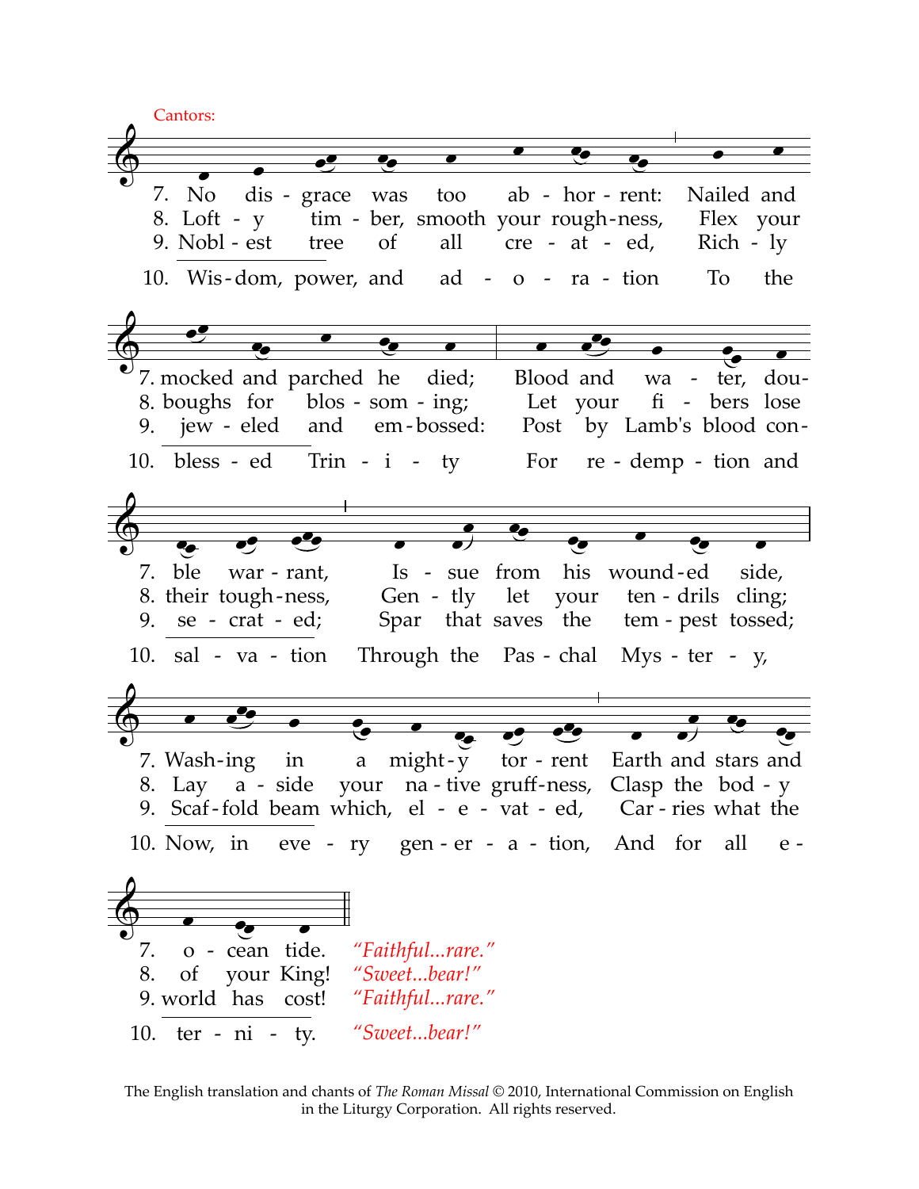Cantors:

7. No dis - grace was too ab - hor - rent: Nailed and
8. Loft - y tim - ber, smooth your rough-ness, Flex your
9. Nobl - est tree of all cre - at - ed, Rich - ly

10. Wis-dom, power, and ad - o - ra - tion To the

7. mocked and parched he died; Blood and wa - ter, dou-
8. boughs for blos - som - ing; Let your fi - bers lose
9. jew - eled and em-bossed: Post by Lamb's blood con-

10. bless - ed Trin - i - ty For re - demp - tion and

7. ble war - rant, Is - sue from his wound-ed side,
8. their tough-ness, Gen - tly let your ten - drils cling;
9. se - crat - ed; Spar that saves the tem - pest tossed;

10. sal - va - tion Through the Pas - chal Mys - ter - y,

7. Wash-ing in a might-y tor - rent Earth and stars and
8. Lay a - side your na-tive gruff-ness, Clasp the bod - y
9. Scaf-fold beam which, el - e - vat - ed, Car - ries what the

10. Now, in eve - ry gen - er - a - tion, And for all e -

7. o - cean tide. *"Faithful...rare."*
8. of your King! *"Sweet...bear!"*
9. world has cost! *"Faithful...rare."*

10. ter - ni - ty. *"Sweet...bear!"*

The English translation and chants of *The Roman Missal* © 2010, International Commission on English in the Liturgy Corporation. All rights reserved.